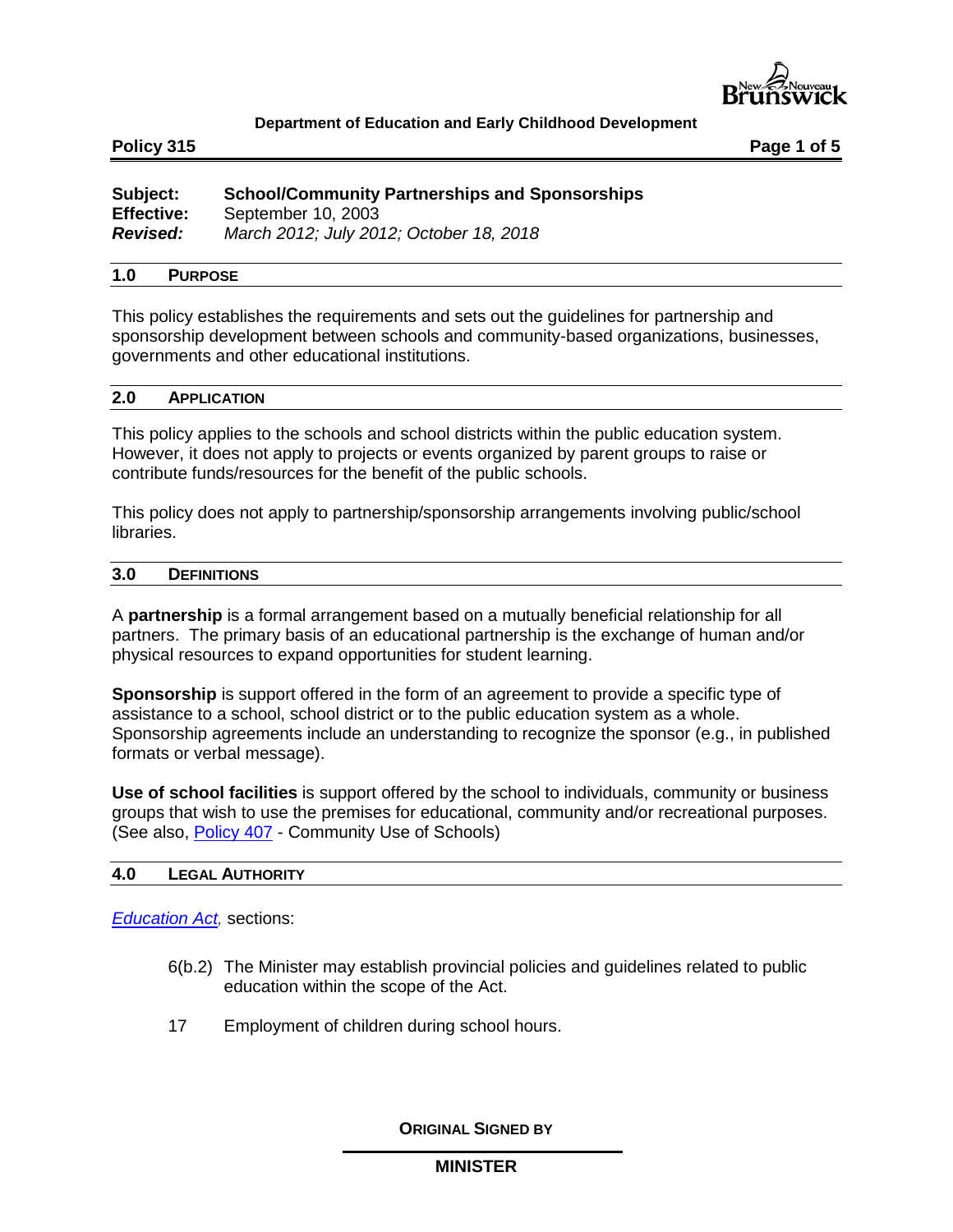**Department of Education and Early Childhood Development**

**Policy 315**

**Subject:** **School/Community Partnerships and Sponsorships**
**Effective:** September 10, 2003
***Revised:*** *March 2012; July 2012; October 18, 2018*

## 1.0 PURPOSE

This policy establishes the requirements and sets out the guidelines for partnership and sponsorship development between schools and community-based organizations, businesses, governments and other educational institutions.

## 2.0 APPLICATION

This policy applies to the schools and school districts within the public education system. However, it does not apply to projects or events organized by parent groups to raise or contribute funds/resources for the benefit of the public schools.

This policy does not apply to partnership/sponsorship arrangements involving public/school libraries.

## 3.0 DEFINITIONS

A **partnership** is a formal arrangement based on a mutually beneficial relationship for all partners. The primary basis of an educational partnership is the exchange of human and/or physical resources to expand opportunities for student learning.

**Sponsorship** is support offered in the form of an agreement to provide a specific type of assistance to a school, school district or to the public education system as a whole. Sponsorship agreements include an understanding to recognize the sponsor (e.g., in published formats or verbal message).

**Use of school facilities** is support offered by the school to individuals, community or business groups that wish to use the premises for educational, community and/or recreational purposes. (See also, Policy 407 - Community Use of Schools)

## 4.0 LEGAL AUTHORITY

*Education Act,* sections:

6(b.2) The Minister may establish provincial policies and guidelines related to public education within the scope of the Act.

17 Employment of children during school hours.

**ORIGINAL SIGNED BY**

**MINISTER**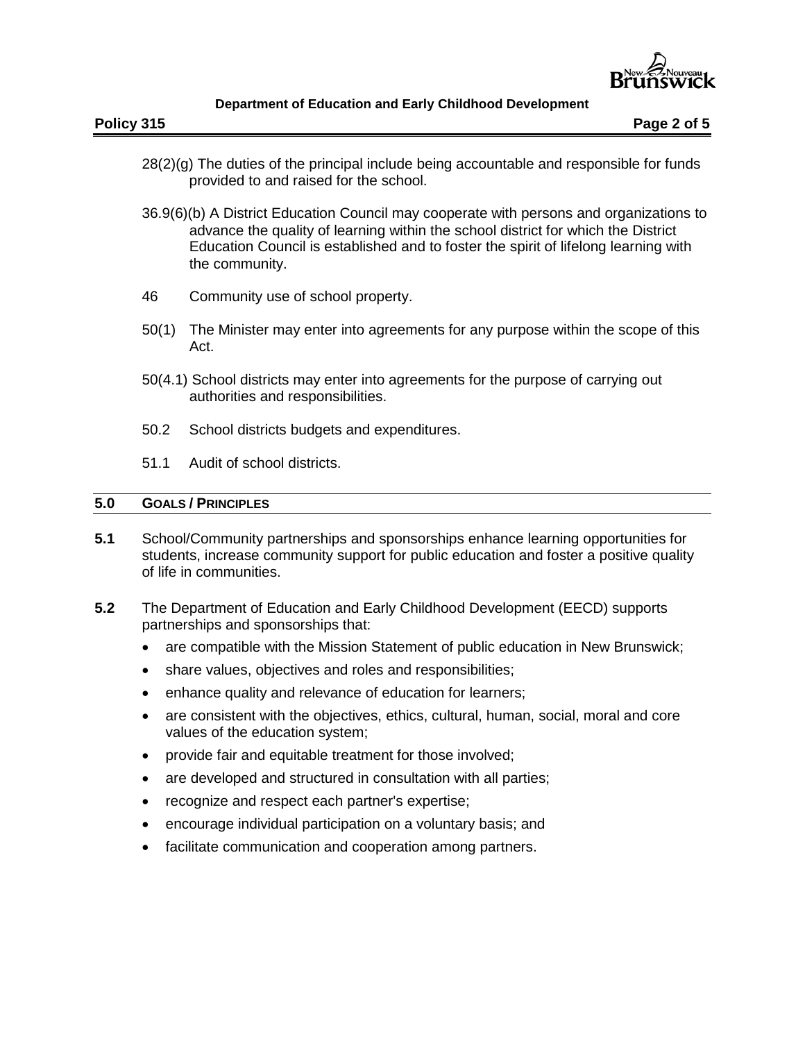28(2)(g) The duties of the principal include being accountable and responsible for funds provided to and raised for the school.

36.9(6)(b) A District Education Council may cooperate with persons and organizations to advance the quality of learning within the school district for which the District Education Council is established and to foster the spirit of lifelong learning with the community.

46 Community use of school property.

50(1) The Minister may enter into agreements for any purpose within the scope of this Act.

50(4.1) School districts may enter into agreements for the purpose of carrying out authorities and responsibilities.

50.2 School districts budgets and expenditures.

51.1 Audit of school districts.

## 5.0 GOALS / PRINCIPLES

**5.1** School/Community partnerships and sponsorships enhance learning opportunities for students, increase community support for public education and foster a positive quality of life in communities.

**5.2** The Department of Education and Early Childhood Development (EECD) supports partnerships and sponsorships that:

- are compatible with the Mission Statement of public education in New Brunswick;
- share values, objectives and roles and responsibilities;
- enhance quality and relevance of education for learners;
- are consistent with the objectives, ethics, cultural, human, social, moral and core values of the education system;
- provide fair and equitable treatment for those involved;
- are developed and structured in consultation with all parties;
- recognize and respect each partner's expertise;
- encourage individual participation on a voluntary basis; and
- facilitate communication and cooperation among partners.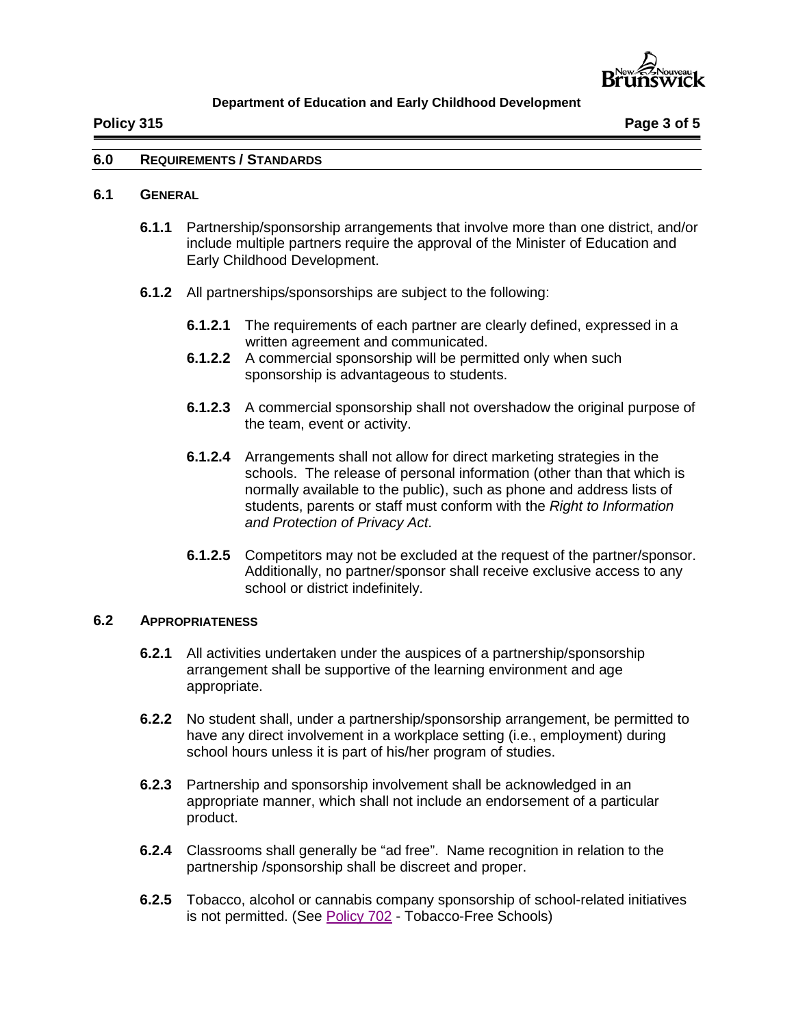## 6.0 REQUIREMENTS / STANDARDS

### 6.1 GENERAL

**6.1.1** Partnership/sponsorship arrangements that involve more than one district, and/or include multiple partners require the approval of the Minister of Education and Early Childhood Development.

**6.1.2** All partnerships/sponsorships are subject to the following:

- **6.1.2.1** The requirements of each partner are clearly defined, expressed in a written agreement and communicated.
- **6.1.2.2** A commercial sponsorship will be permitted only when such sponsorship is advantageous to students.
- **6.1.2.3** A commercial sponsorship shall not overshadow the original purpose of the team, event or activity.
- **6.1.2.4** Arrangements shall not allow for direct marketing strategies in the schools. The release of personal information (other than that which is normally available to the public), such as phone and address lists of students, parents or staff must conform with the *Right to Information and Protection of Privacy Act*.
- **6.1.2.5** Competitors may not be excluded at the request of the partner/sponsor. Additionally, no partner/sponsor shall receive exclusive access to any school or district indefinitely.

### 6.2 APPROPRIATENESS

**6.2.1** All activities undertaken under the auspices of a partnership/sponsorship arrangement shall be supportive of the learning environment and age appropriate.

**6.2.2** No student shall, under a partnership/sponsorship arrangement, be permitted to have any direct involvement in a workplace setting (i.e., employment) during school hours unless it is part of his/her program of studies.

**6.2.3** Partnership and sponsorship involvement shall be acknowledged in an appropriate manner, which shall not include an endorsement of a particular product.

**6.2.4** Classrooms shall generally be "ad free". Name recognition in relation to the partnership /sponsorship shall be discreet and proper.

**6.2.5** Tobacco, alcohol or cannabis company sponsorship of school-related initiatives is not permitted. (See Policy 702 - Tobacco-Free Schools)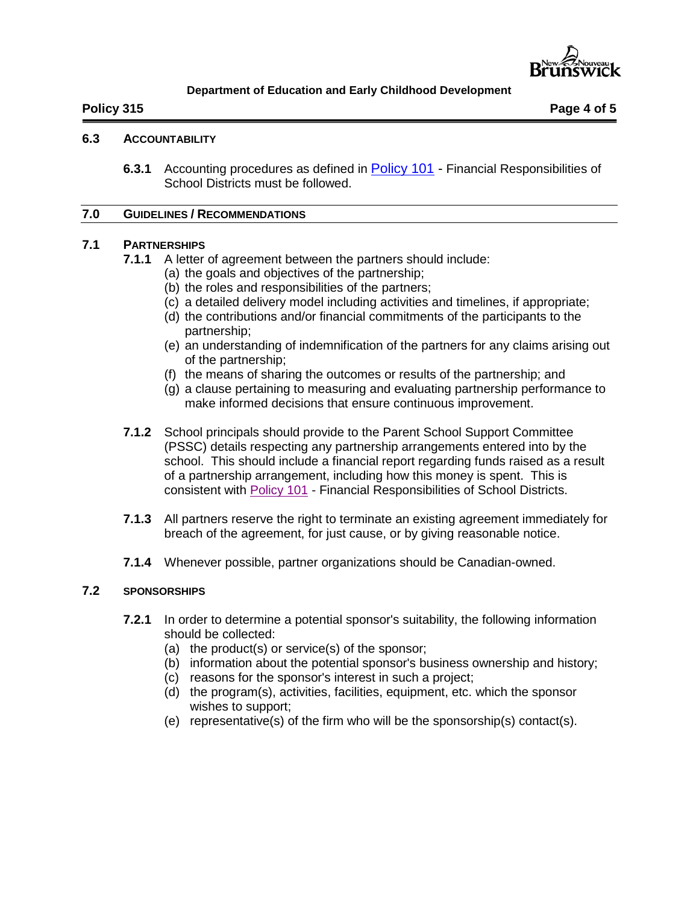### 6.3 ACCOUNTABILITY

**6.3.1** Accounting procedures as defined in Policy 101 - Financial Responsibilities of School Districts must be followed.

## 7.0 GUIDELINES / RECOMMENDATIONS

### 7.1 PARTNERSHIPS

**7.1.1** A letter of agreement between the partners should include:

(a) the goals and objectives of the partnership;
(b) the roles and responsibilities of the partners;
(c) a detailed delivery model including activities and timelines, if appropriate;
(d) the contributions and/or financial commitments of the participants to the partnership;
(e) an understanding of indemnification of the partners for any claims arising out of the partnership;
(f) the means of sharing the outcomes or results of the partnership; and
(g) a clause pertaining to measuring and evaluating partnership performance to make informed decisions that ensure continuous improvement.

**7.1.2** School principals should provide to the Parent School Support Committee (PSSC) details respecting any partnership arrangements entered into by the school. This should include a financial report regarding funds raised as a result of a partnership arrangement, including how this money is spent. This is consistent with Policy 101 - Financial Responsibilities of School Districts.

**7.1.3** All partners reserve the right to terminate an existing agreement immediately for breach of the agreement, for just cause, or by giving reasonable notice.

**7.1.4** Whenever possible, partner organizations should be Canadian-owned.

### 7.2 SPONSORSHIPS

**7.2.1** In order to determine a potential sponsor's suitability, the following information should be collected:

(a) the product(s) or service(s) of the sponsor;
(b) information about the potential sponsor's business ownership and history;
(c) reasons for the sponsor's interest in such a project;
(d) the program(s), activities, facilities, equipment, etc. which the sponsor wishes to support;
(e) representative(s) of the firm who will be the sponsorship(s) contact(s).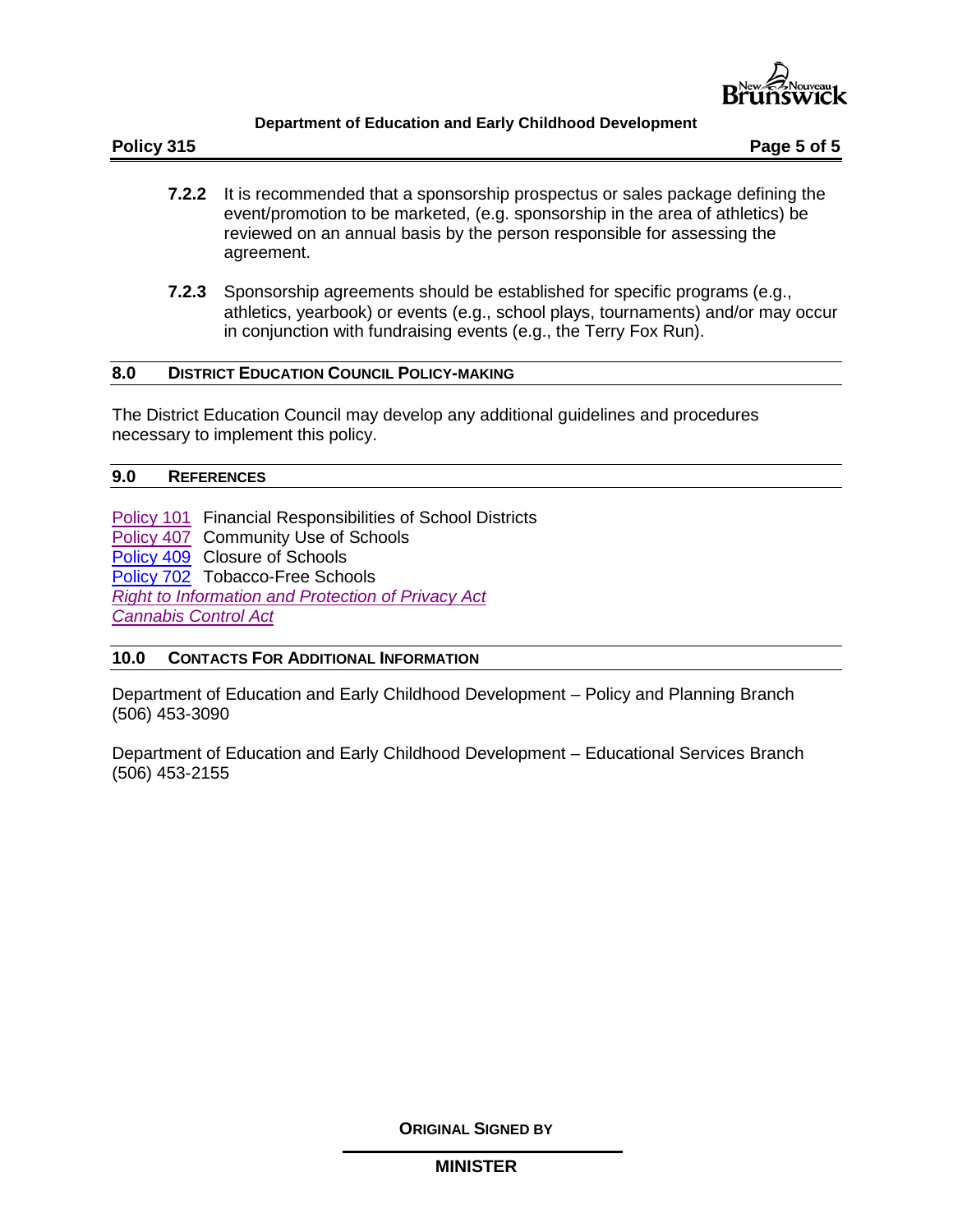**7.2.2** It is recommended that a sponsorship prospectus or sales package defining the event/promotion to be marketed, (e.g. sponsorship in the area of athletics) be reviewed on an annual basis by the person responsible for assessing the agreement.

**7.2.3** Sponsorship agreements should be established for specific programs (e.g., athletics, yearbook) or events (e.g., school plays, tournaments) and/or may occur in conjunction with fundraising events (e.g., the Terry Fox Run).

## 8.0 DISTRICT EDUCATION COUNCIL POLICY-MAKING

The District Education Council may develop any additional guidelines and procedures necessary to implement this policy.

## 9.0 REFERENCES

Policy 101 Financial Responsibilities of School Districts
Policy 407 Community Use of Schools
Policy 409 Closure of Schools
Policy 702 Tobacco-Free Schools
*Right to Information and Protection of Privacy Act*
*Cannabis Control Act*

## 10.0 CONTACTS FOR ADDITIONAL INFORMATION

Department of Education and Early Childhood Development – Policy and Planning Branch (506) 453-3090

Department of Education and Early Childhood Development – Educational Services Branch (506) 453-2155

**ORIGINAL SIGNED BY**

**MINISTER**